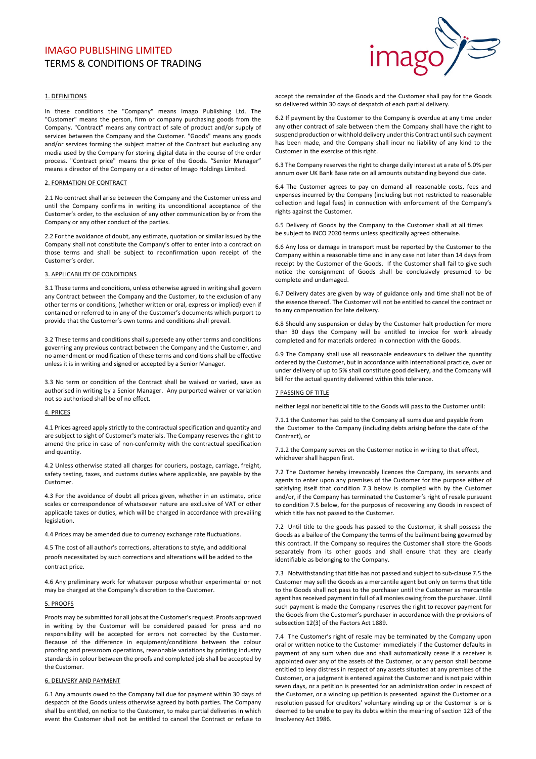# IMAGO PUBLISHING LIMITED

## TERMS & CONDITIONS OF TRADING

### 1. DEFINITIONS

In these conditions the "Company" means Imago Publishing Ltd. The "Customer" means the person, firm or company purchasing goods from the Company. "Contract" means any contract of sale of product and/or supply of services between the Company and the Customer. "Goods" means any goods and/or services forming the subject matter of the Contract but excluding any media used by the Company for storing digital data in the course of the order process. "Contract price" means the price of the Goods. "Senior Manager" means a director of the Company or a director of Imago Holdings Limited.

### 2. FORMATION OF CONTRACT

2.1 No contract shall arise between the Company and the Customer unless and until the Company confirms in writing its unconditional acceptance of the Customer's order, to the exclusion of any other communication by or from the Company or any other conduct of the parties.

2.2 For the avoidance of doubt, any estimate, quotation or similar issued by the Company shall not constitute the Company's offer to enter into a contract on those terms and shall be subject to reconfirmation upon receipt of the Customer's order.

### 3. APPLICABILITY OF CONDITIONS

3.1 These terms and conditions, unless otherwise agreed in writing shall govern any Contract between the Company and the Customer, to the exclusion of any other terms or conditions, (whether written or oral, express or implied) even if contained or referred to in any of the Customer's documents which purport to provide that the Customer's own terms and conditions shall prevail.

3.2 These terms and conditions shall supersede any other terms and conditions governing any previous contract between the Company and the Customer, and no amendment or modification of these terms and conditions shall be effective unless it is in writing and signed or accepted by a Senior Manager.

3.3 No term or condition of the Contract shall be waived or varied, save as authorised in writing by a Senior Manager. Any purported waiver or variation not so authorised shall be of no effect.

### 4. PRICES

4.1 Prices agreed apply strictly to the contractual specification and quantity and are subject to sight of Customer's materials. The Company reserves the right to amend the price in case of non-conformity with the contractual specification and quantity.

4.2 Unless otherwise stated all charges for couriers, postage, carriage, freight, safety testing, taxes, and customs duties where applicable, are payable by the Customer.

4.3 For the avoidance of doubt all prices given, whether in an estimate, price scales or correspondence of whatsoever nature are exclusive of VAT or other applicable taxes or duties, which will be charged in accordance with prevailing legislation.

4.4 Prices may be amended due to currency exchange rate fluctuations.

4.5 The cost of all author's corrections, alterations to style, and additional proofs necessitated by such corrections and alterations will be added to the contract price.

4.6 Any preliminary work for whatever purpose whether experimental or not may be charged at the Company's discretion to the Customer.

### 5. PROOFS

Proofs may be submitted for all jobs at the Customer's request. Proofs approved in writing by the Customer will be considered passed for press and no responsibility will be accepted for errors not corrected by the Customer. Because of the difference in equipment/conditions between the colour proofing and pressroom operations, reasonable variations by printing industry standards in colour between the proofs and completed job shall be accepted by the Customer.

### 6. DELIVERY AND PAYMENT

6.1 Any amounts owed to the Company fall due for payment within 30 days of despatch of the Goods unless otherwise agreed by both parties. The Company shall be entitled, on notice to the Customer, to make partial deliveries in which event the Customer shall not be entitled to cancel the Contract or refuse to accept the remainder of the Goods and the Customer shall pay for the Goods so delivered within 30 days of despatch of each partial delivery.

6.2 If payment by the Customer to the Company is overdue at any time under any other contract of sale between them the Company shall have the right to suspend production or withhold delivery under this Contract until such payment has been made, and the Company shall incur no liability of any kind to the Customer in the exercise of this right.

6.3 The Company reserves the right to charge daily interest at a rate of 5.0% per annum over UK Bank Base rate on all amounts outstanding beyond due date.

6.4 The Customer agrees to pay on demand all reasonable costs, fees and expenses incurred by the Company (including but not restricted to reasonable collection and legal fees) in connection with enforcement of the Company's rights against the Customer.

6.5 Delivery of Goods by the Company to the Customer shall at all times be subject to INCO 2020 terms unless specifically agreed otherwise.

6.6 Any loss or damage in transport must be reported by the Customer to the Company within a reasonable time and in any case not later than 14 days from receipt by the Customer of the Goods. If the Customer shall fail to give such notice the consignment of Goods shall be conclusively presumed to be complete and undamaged.

6.7 Delivery dates are given by way of guidance only and time shall not be of the essence thereof. The Customer will not be entitled to cancel the contract or to any compensation for late delivery.

6.8 Should any suspension or delay by the Customer halt production for more than 30 days the Company will be entitled to invoice for work already completed and for materials ordered in connection with the Goods.

6.9 The Company shall use all reasonable endeavours to deliver the quantity ordered by the Customer, but in accordance with international practice, over or under delivery of up to 5% shall constitute good delivery, and the Company will bill for the actual quantity delivered within this tolerance.

### 7 PASSING OF TITLE

neither legal nor beneficial title to the Goods will pass to the Customer until:

7.1.1 the Customer has paid to the Company all sums due and payable from the Customer to the Company (including debts arising before the date of the Contract), or

7.1.2 the Company serves on the Customer notice in writing to that effect, whichever shall happen first.

7.2 The Customer hereby irrevocably licences the Company, its servants and agents to enter upon any premises of the Customer for the purpose either of satisfying itself that condition 7.3 below is complied with by the Customer and/or, if the Company has terminated the Customer's right of resale pursuant to condition 7.5 below, for the purposes of recovering any Goods in respect of which title has not passed to the Customer.

7.2 Until title to the goods has passed to the Customer, it shall possess the Goods as a bailee of the Company the terms of the bailment being governed by this contract. If the Company so requires the Customer shall store the Goods separately from its other goods and shall ensure that they are clearly identifiable as belonging to the Company.

7.3 Notwithstanding that title has not passed and subject to sub-clause 7.5 the Customer may sell the Goods as a mercantile agent but only on terms that title to the Goods shall not pass to the purchaser until the Customer as mercantile agent has received payment in full of all monies owing from the purchaser. Until such payment is made the Company reserves the right to recover payment for the Goods from the Customer's purchaser in accordance with the provisions of subsection 12(3) of the Factors Act 1889.

7.4 The Customer's right of resale may be terminated by the Company upon oral or written notice to the Customer immediately if the Customer defaults in payment of any sum when due and shall automatically cease if a receiver is appointed over any of the assets of the Customer, or any person shall become entitled to levy distress in respect of any assets situated at any premises of the Customer, or a judgment is entered against the Customer and is not paid within seven days, or a petition is presented for an administration order in respect of the Customer, or a winding up petition is presented against the Customer or a resolution passed for creditors' voluntary winding up or the Customer is or is deemed to be unable to pay its debts within the meaning of section 123 of the Insolvency Act 1986.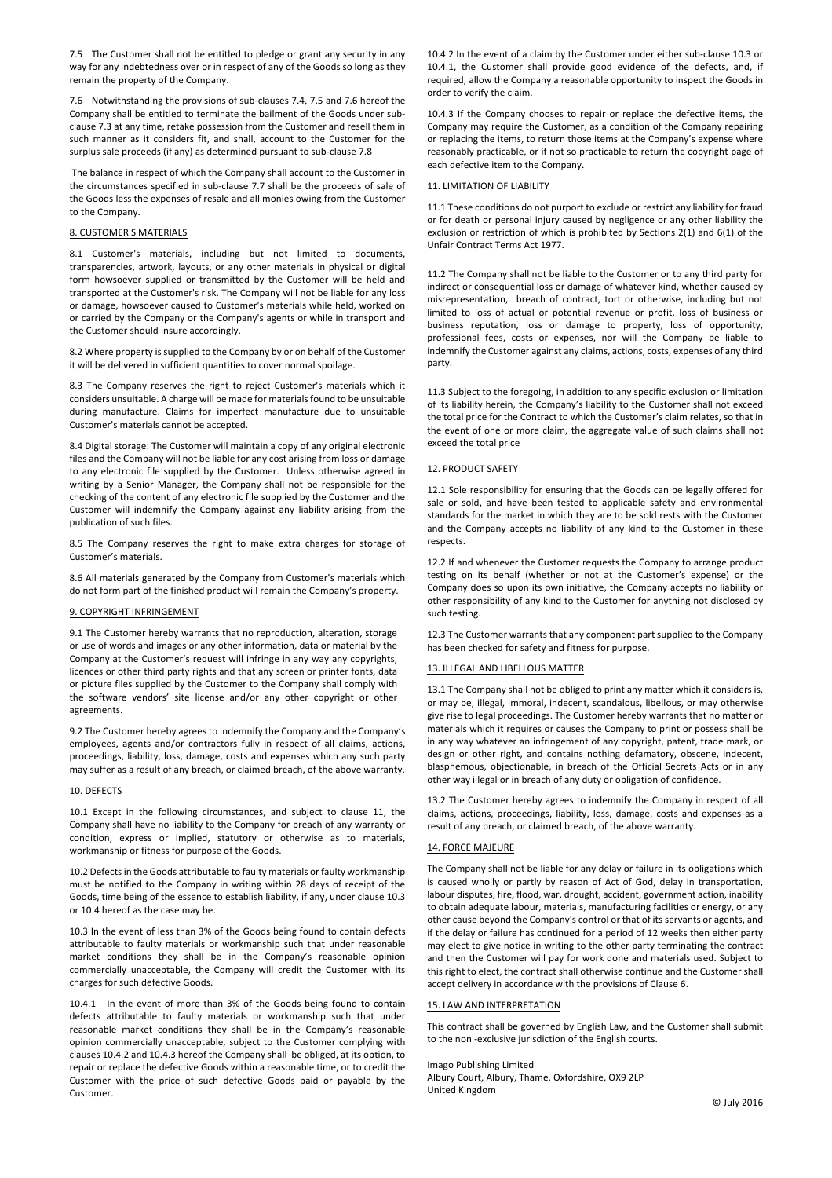7.5 The Customer shall not be entitled to pledge or grant any security in any way for any indebtedness over or in respect of any of the Goods so long as they remain the property of the Company.

7.6 Notwithstanding the provisions of sub-clauses 7.4, 7.5 and 7.6 hereof the Company shall be entitled to terminate the bailment of the Goods under sub-clause 7.3 at any time, retake possession from the Customer and resell them in such manner as it considers fit, and shall, account to the Customer for the surplus sale proceeds (if any) as determined pursuant to sub-clause 7.8

The balance in respect of which the Company shall account to the Customer in the circumstances specified in sub-clause 7.7 shall be the proceeds of sale of the Goods less the expenses of resale and all monies owing from the Customer to the Company.

## 8. CUSTOMER'S MATERIALS

8.1 Customer's materials, including but not limited to documents, transparencies, artwork, layouts, or any other materials in physical or digital form howsoever supplied or transmitted by the Customer will be held and transported at the Customer's risk. The Company will not be liable for any loss or damage, howsoever caused to Customer's materials while held, worked on or carried by the Company or the Company's agents or while in transport and the Customer should insure accordingly.

8.2 Where property is supplied to the Company by or on behalf of the Customer it will be delivered in sufficient quantities to cover normal spoilage.

8.3 The Company reserves the right to reject Customer's materials which it considers unsuitable. A charge will be made for materials found to be unsuitable during manufacture. Claims for imperfect manufacture due to unsuitable Customer's materials cannot be accepted.

8.4 Digital storage: The Customer will maintain a copy of any original electronic files and the Company will not be liable for any cost arising from loss or damage to any electronic file supplied by the Customer. Unless otherwise agreed in writing by a Senior Manager, the Company shall not be responsible for the checking of the content of any electronic file supplied by the Customer and the Customer will indemnify the Company against any liability arising from the publication of such files.

8.5 The Company reserves the right to make extra charges for storage of Customer's materials.

8.6 All materials generated by the Company from Customer's materials which do not form part of the finished product will remain the Company's property.

## 9. COPYRIGHT INFRINGEMENT

9.1 The Customer hereby warrants that no reproduction, alteration, storage or use of words and images or any other information, data or material by the Company at the Customer's request will infringe in any way any copyrights, licences or other third party rights and that any screen or printer fonts, data or picture files supplied by the Customer to the Company shall comply with the software vendors' site license and/or any other copyright or other agreements.

9.2 The Customer hereby agrees to indemnify the Company and the Company's employees, agents and/or contractors fully in respect of all claims, actions, proceedings, liability, loss, damage, costs and expenses which any such party may suffer as a result of any breach, or claimed breach, of the above warranty.

## 10. DEFECTS

10.1 Except in the following circumstances, and subject to clause 11, the Company shall have no liability to the Company for breach of any warranty or condition, express or implied, statutory or otherwise as to materials, workmanship or fitness for purpose of the Goods.

10.2 Defects in the Goods attributable to faulty materials or faulty workmanship must be notified to the Company in writing within 28 days of receipt of the Goods, time being of the essence to establish liability, if any, under clause 10.3 or 10.4 hereof as the case may be.

10.3 In the event of less than 3% of the Goods being found to contain defects attributable to faulty materials or workmanship such that under reasonable market conditions they shall be in the Company's reasonable opinion commercially unacceptable, the Company will credit the Customer with its charges for such defective Goods.

10.4.1 In the event of more than 3% of the Goods being found to contain defects attributable to faulty materials or workmanship such that under reasonable market conditions they shall be in the Company's reasonable opinion commercially unacceptable, subject to the Customer complying with clauses 10.4.2 and 10.4.3 hereof the Company shall be obliged, at its option, to repair or replace the defective Goods within a reasonable time, or to credit the Customer with the price of such defective Goods paid or payable by the Customer.

10.4.2 In the event of a claim by the Customer under either sub-clause 10.3 or 10.4.1, the Customer shall provide good evidence of the defects, and, if required, allow the Company a reasonable opportunity to inspect the Goods in order to verify the claim.

10.4.3 If the Company chooses to repair or replace the defective items, the Company may require the Customer, as a condition of the Company repairing or replacing the items, to return those items at the Company's expense where reasonably practicable, or if not so practicable to return the copyright page of each defective item to the Company.

## 11. LIMITATION OF LIABILITY

11.1 These conditions do not purport to exclude or restrict any liability for fraud or for death or personal injury caused by negligence or any other liability the exclusion or restriction of which is prohibited by Sections 2(1) and 6(1) of the Unfair Contract Terms Act 1977.

11.2 The Company shall not be liable to the Customer or to any third party for indirect or consequential loss or damage of whatever kind, whether caused by misrepresentation, breach of contract, tort or otherwise, including but not limited to loss of actual or potential revenue or profit, loss of business or business reputation, loss or damage to property, loss of opportunity, professional fees, costs or expenses, nor will the Company be liable to indemnify the Customer against any claims, actions, costs, expenses of any third party.

11.3 Subject to the foregoing, in addition to any specific exclusion or limitation of its liability herein, the Company's liability to the Customer shall not exceed the total price for the Contract to which the Customer's claim relates, so that in the event of one or more claim, the aggregate value of such claims shall not exceed the total price

## 12. PRODUCT SAFETY

12.1 Sole responsibility for ensuring that the Goods can be legally offered for sale or sold, and have been tested to applicable safety and environmental standards for the market in which they are to be sold rests with the Customer and the Company accepts no liability of any kind to the Customer in these respects.

12.2 If and whenever the Customer requests the Company to arrange product testing on its behalf (whether or not at the Customer's expense) or the Company does so upon its own initiative, the Company accepts no liability or other responsibility of any kind to the Customer for anything not disclosed by such testing.

12.3 The Customer warrants that any component part supplied to the Company has been checked for safety and fitness for purpose.

## 13. ILLEGAL AND LIBELLOUS MATTER

13.1 The Company shall not be obliged to print any matter which it considers is, or may be, illegal, immoral, indecent, scandalous, libellous, or may otherwise give rise to legal proceedings. The Customer hereby warrants that no matter or materials which it requires or causes the Company to print or possess shall be in any way whatever an infringement of any copyright, patent, trade mark, or design or other right, and contains nothing defamatory, obscene, indecent, blasphemous, objectionable, in breach of the Official Secrets Acts or in any other way illegal or in breach of any duty or obligation of confidence.

13.2 The Customer hereby agrees to indemnify the Company in respect of all claims, actions, proceedings, liability, loss, damage, costs and expenses as a result of any breach, or claimed breach, of the above warranty.

## 14. FORCE MAJEURE

The Company shall not be liable for any delay or failure in its obligations which is caused wholly or partly by reason of Act of God, delay in transportation, labour disputes, fire, flood, war, drought, accident, government action, inability to obtain adequate labour, materials, manufacturing facilities or energy, or any other cause beyond the Company's control or that of its servants or agents, and if the delay or failure has continued for a period of 12 weeks then either party may elect to give notice in writing to the other party terminating the contract and then the Customer will pay for work done and materials used. Subject to this right to elect, the contract shall otherwise continue and the Customer shall accept delivery in accordance with the provisions of Clause 6.

## 15. LAW AND INTERPRETATION

This contract shall be governed by English Law, and the Customer shall submit to the non -exclusive jurisdiction of the English courts.

Imago Publishing Limited
Albury Court, Albury, Thame, Oxfordshire, OX9 2LP
United Kingdom

© July 2016